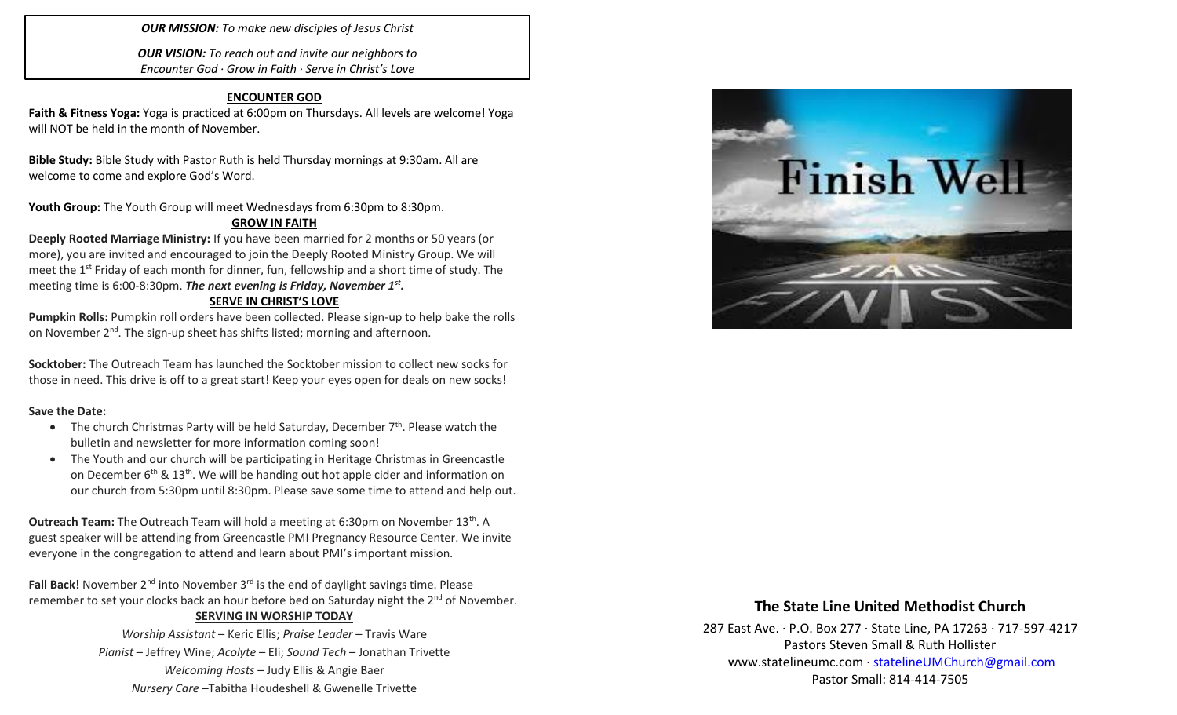***OUR MISSION:*** *To make new disciples of Jesus Christ*

***OUR VISION:*** *To reach out and invite our neighbors to Encounter God · Grow in Faith · Serve in Christ's Love*

## ENCOUNTER GOD

**Faith & Fitness Yoga:** Yoga is practiced at 6:00pm on Thursdays. All levels are welcome! Yoga will NOT be held in the month of November.

**Bible Study:** Bible Study with Pastor Ruth is held Thursday mornings at 9:30am. All are welcome to come and explore God's Word.

**Youth Group:** The Youth Group will meet Wednesdays from 6:30pm to 8:30pm.

## GROW IN FAITH

**Deeply Rooted Marriage Ministry:** If you have been married for 2 months or 50 years (or more), you are invited and encouraged to join the Deeply Rooted Ministry Group. We will meet the 1st Friday of each month for dinner, fun, fellowship and a short time of study. The meeting time is 6:00-8:30pm. ***The next evening is Friday, November 1st.***

## SERVE IN CHRIST'S LOVE

**Pumpkin Rolls:** Pumpkin roll orders have been collected. Please sign-up to help bake the rolls on November 2nd. The sign-up sheet has shifts listed; morning and afternoon.

**Socktober:** The Outreach Team has launched the Socktober mission to collect new socks for those in need. This drive is off to a great start! Keep your eyes open for deals on new socks!

**Save the Date:**

- The church Christmas Party will be held Saturday, December 7th. Please watch the bulletin and newsletter for more information coming soon!
- The Youth and our church will be participating in Heritage Christmas in Greencastle on December 6th & 13th. We will be handing out hot apple cider and information on our church from 5:30pm until 8:30pm. Please save some time to attend and help out.

**Outreach Team:** The Outreach Team will hold a meeting at 6:30pm on November 13th. A guest speaker will be attending from Greencastle PMI Pregnancy Resource Center. We invite everyone in the congregation to attend and learn about PMI's important mission.

**Fall Back!** November 2nd into November 3rd is the end of daylight savings time. Please remember to set your clocks back an hour before bed on Saturday night the 2nd of November.

## SERVING IN WORSHIP TODAY

*Worship Assistant* – Keric Ellis; *Praise Leader* – Travis Ware
*Pianist* – Jeffrey Wine; *Acolyte* – Eli; *Sound Tech* – Jonathan Trivette
*Welcoming Hosts* – Judy Ellis & Angie Baer
*Nursery Care* –Tabitha Houdeshell & Gwenelle Trivette

Finish Well

## The State Line United Methodist Church

287 East Ave. · P.O. Box 277 · State Line, PA 17263 · 717-597-4217
Pastors Steven Small & Ruth Hollister
www.statelineumc.com · statelineUMChurch@gmail.com
Pastor Small: 814-414-7505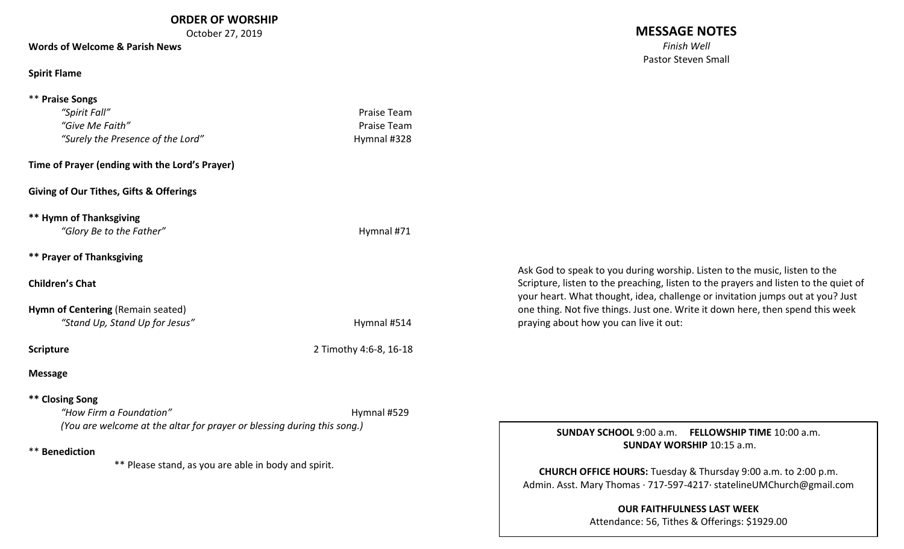## ORDER OF WORSHIP

October 27, 2019

**Words of Welcome & Parish News**

**Spirit Flame**

** **Praise Songs**

*"Spirit Fall"* — Praise Team
*"Give Me Faith"* — Praise Team
*"Surely the Presence of the Lord"* — Hymnal #328

**Time of Prayer (ending with the Lord's Prayer)**

**Giving of Our Tithes, Gifts & Offerings**

** **Hymn of Thanksgiving**

*"Glory Be to the Father"* — Hymnal #71

** **Prayer of Thanksgiving**

**Children's Chat**

**Hymn of Centering** (Remain seated)

*"Stand Up, Stand Up for Jesus"* — Hymnal #514

**Scripture** — 2 Timothy 4:6-8, 16-18

**Message**

** **Closing Song**

*"How Firm a Foundation"* — Hymnal #529

*(You are welcome at the altar for prayer or blessing during this song.)*

** **Benediction**

** Please stand, as you are able in body and spirit.

## MESSAGE NOTES

*Finish Well*

Pastor Steven Small

Ask God to speak to you during worship. Listen to the music, listen to the Scripture, listen to the preaching, listen to the prayers and listen to the quiet of your heart. What thought, idea, challenge or invitation jumps out at you? Just one thing. Not five things. Just one. Write it down here, then spend this week praying about how you can live it out:

**SUNDAY SCHOOL** 9:00 a.m. **FELLOWSHIP TIME** 10:00 a.m.
**SUNDAY WORSHIP** 10:15 a.m.

**CHURCH OFFICE HOURS:** Tuesday & Thursday 9:00 a.m. to 2:00 p.m.
Admin. Asst. Mary Thomas · 717-597-4217· statelineUMChurch@gmail.com

**OUR FAITHFULNESS LAST WEEK**
Attendance: 56, Tithes & Offerings: $1929.00